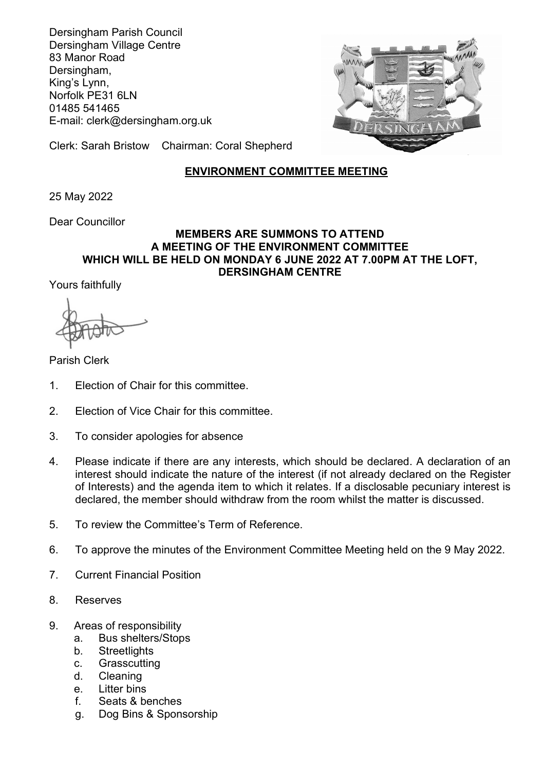Dersingham Parish Council
Dersingham Village Centre
83 Manor Road
Dersingham,
King's Lynn,
Norfolk PE31 6LN
01485 541465
E-mail: clerk@dersingham.org.uk

Clerk: Sarah Bristow Chairman: Coral Shepherd

## ENVIRONMENT COMMITTEE MEETING

25 May 2022

Dear Councillor

**MEMBERS ARE SUMMONS TO ATTEND**
**A MEETING OF THE ENVIRONMENT COMMITTEE**
**WHICH WILL BE HELD ON MONDAY 6 JUNE 2022 AT 7.00PM AT THE LOFT, DERSINGHAM CENTRE**

Yours faithfully

Parish Clerk

1. Election of Chair for this committee.

2. Election of Vice Chair for this committee.

3. To consider apologies for absence

4. Please indicate if there are any interests, which should be declared. A declaration of an interest should indicate the nature of the interest (if not already declared on the Register of Interests) and the agenda item to which it relates. If a disclosable pecuniary interest is declared, the member should withdraw from the room whilst the matter is discussed.

5. To review the Committee's Term of Reference.

6. To approve the minutes of the Environment Committee Meeting held on the 9 May 2022.

7. Current Financial Position

8. Reserves

9. Areas of responsibility
   a. Bus shelters/Stops
   b. Streetlights
   c. Grasscutting
   d. Cleaning
   e. Litter bins
   f. Seats & benches
   g. Dog Bins & Sponsorship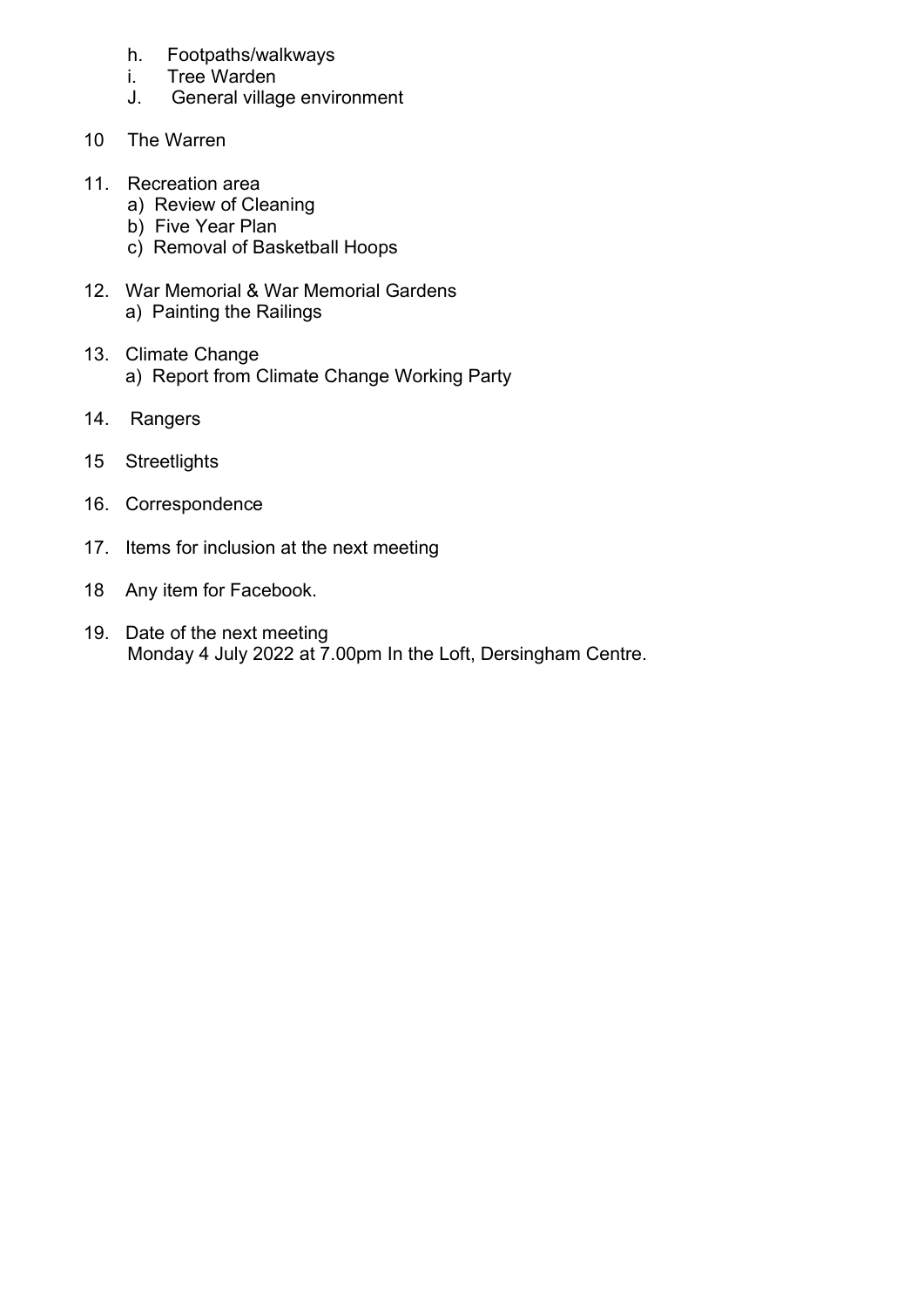h. Footpaths/walkways
i. Tree Warden
J. General village environment

10 The Warren

11. Recreation area
    a) Review of Cleaning
    b) Five Year Plan
    c) Removal of Basketball Hoops

12. War Memorial & War Memorial Gardens
    a) Painting the Railings

13. Climate Change
    a) Report from Climate Change Working Party

14. Rangers

15 Streetlights

16. Correspondence

17. Items for inclusion at the next meeting

18 Any item for Facebook.

19. Date of the next meeting
    Monday 4 July 2022 at 7.00pm In the Loft, Dersingham Centre.